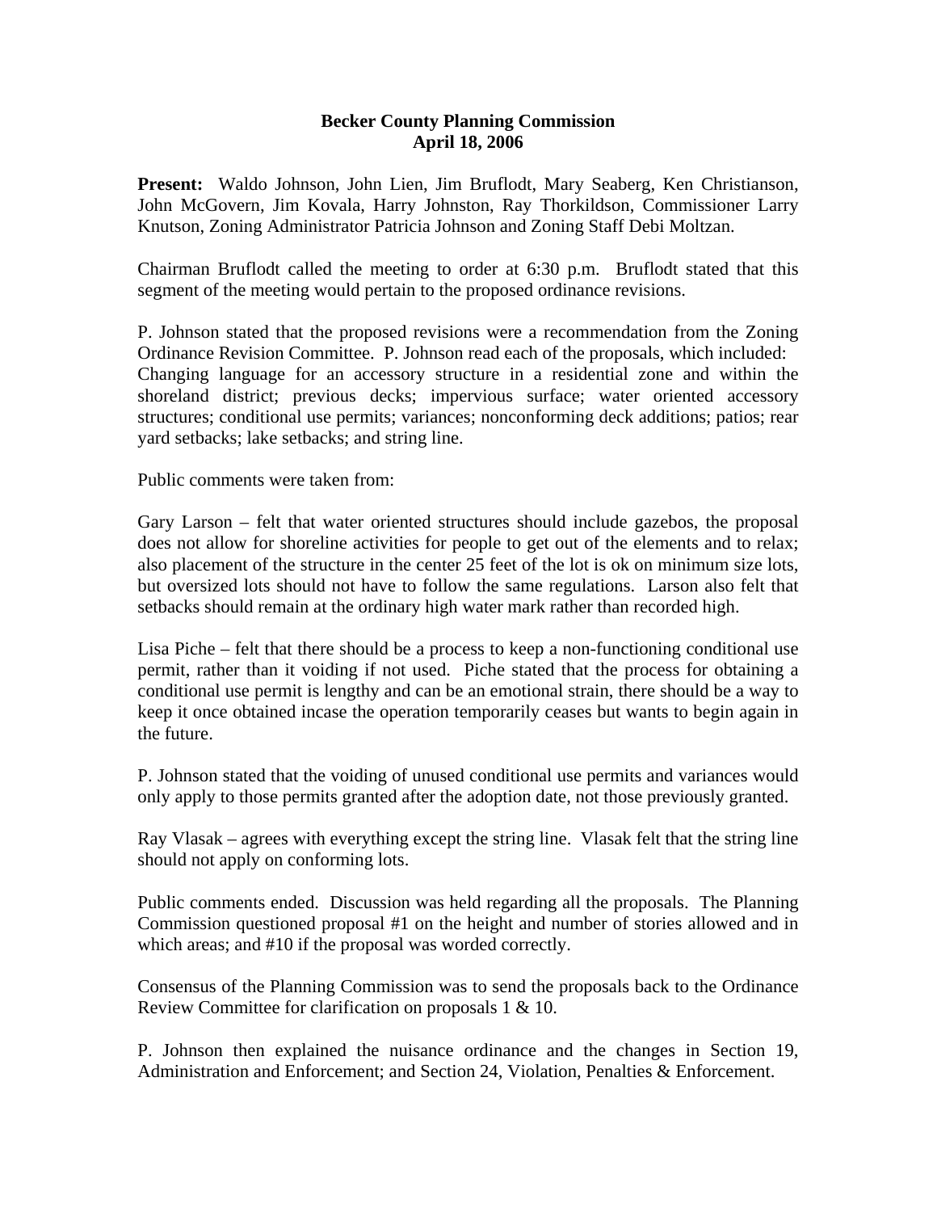**Becker County Planning Commission**
**April 18, 2006**

**Present:** Waldo Johnson, John Lien, Jim Bruflodt, Mary Seaberg, Ken Christianson, John McGovern, Jim Kovala, Harry Johnston, Ray Thorkildson, Commissioner Larry Knutson, Zoning Administrator Patricia Johnson and Zoning Staff Debi Moltzan.

Chairman Bruflodt called the meeting to order at 6:30 p.m. Bruflodt stated that this segment of the meeting would pertain to the proposed ordinance revisions.

P. Johnson stated that the proposed revisions were a recommendation from the Zoning Ordinance Revision Committee. P. Johnson read each of the proposals, which included: Changing language for an accessory structure in a residential zone and within the shoreland district; previous decks; impervious surface; water oriented accessory structures; conditional use permits; variances; nonconforming deck additions; patios; rear yard setbacks; lake setbacks; and string line.

Public comments were taken from:

Gary Larson – felt that water oriented structures should include gazebos, the proposal does not allow for shoreline activities for people to get out of the elements and to relax; also placement of the structure in the center 25 feet of the lot is ok on minimum size lots, but oversized lots should not have to follow the same regulations. Larson also felt that setbacks should remain at the ordinary high water mark rather than recorded high.

Lisa Piche – felt that there should be a process to keep a non-functioning conditional use permit, rather than it voiding if not used. Piche stated that the process for obtaining a conditional use permit is lengthy and can be an emotional strain, there should be a way to keep it once obtained incase the operation temporarily ceases but wants to begin again in the future.

P. Johnson stated that the voiding of unused conditional use permits and variances would only apply to those permits granted after the adoption date, not those previously granted.

Ray Vlasak – agrees with everything except the string line. Vlasak felt that the string line should not apply on conforming lots.

Public comments ended. Discussion was held regarding all the proposals. The Planning Commission questioned proposal #1 on the height and number of stories allowed and in which areas; and #10 if the proposal was worded correctly.

Consensus of the Planning Commission was to send the proposals back to the Ordinance Review Committee for clarification on proposals 1 & 10.

P. Johnson then explained the nuisance ordinance and the changes in Section 19, Administration and Enforcement; and Section 24, Violation, Penalties & Enforcement.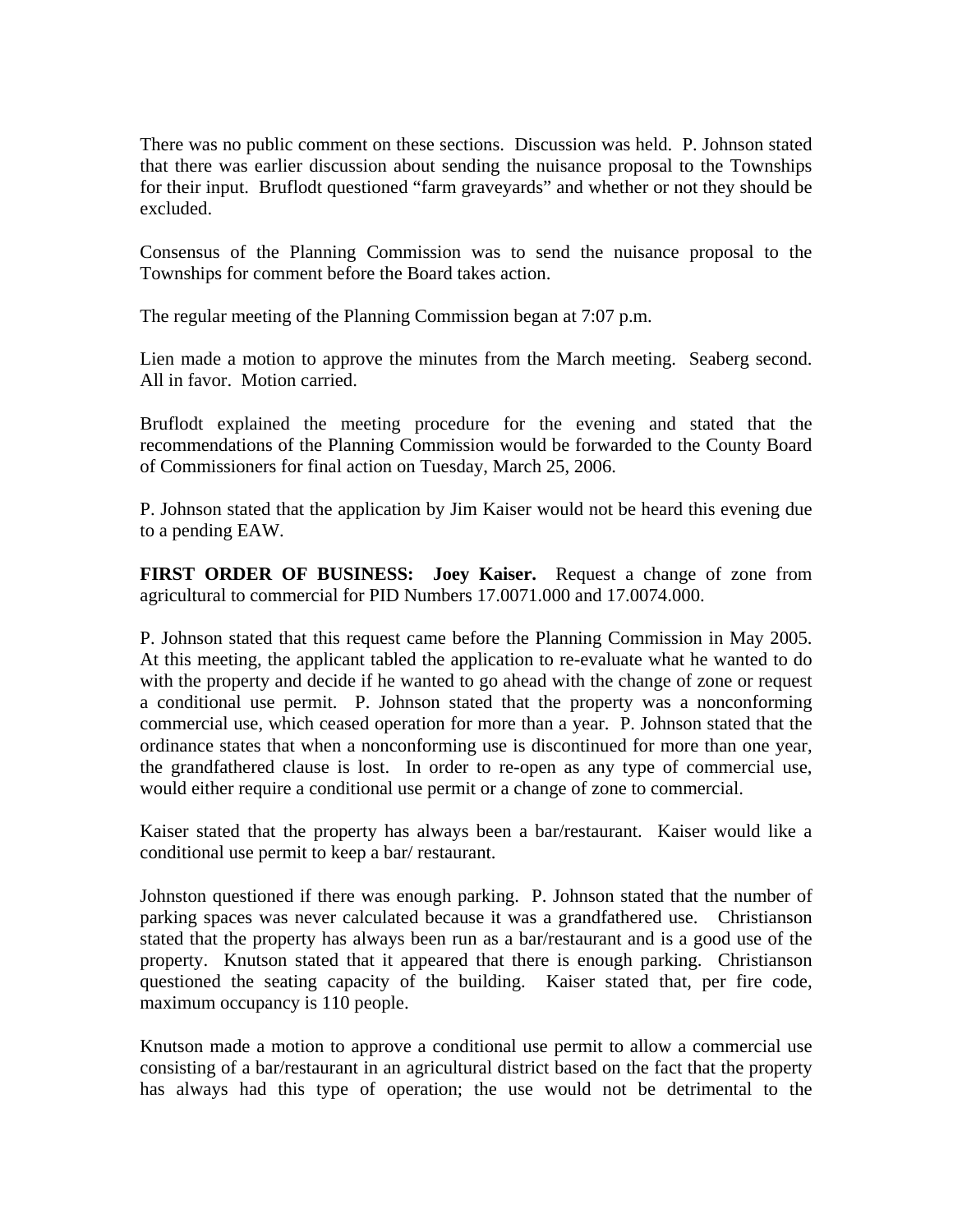There was no public comment on these sections. Discussion was held. P. Johnson stated that there was earlier discussion about sending the nuisance proposal to the Townships for their input. Bruflodt questioned "farm graveyards" and whether or not they should be excluded.

Consensus of the Planning Commission was to send the nuisance proposal to the Townships for comment before the Board takes action.

The regular meeting of the Planning Commission began at 7:07 p.m.

Lien made a motion to approve the minutes from the March meeting. Seaberg second. All in favor. Motion carried.

Bruflodt explained the meeting procedure for the evening and stated that the recommendations of the Planning Commission would be forwarded to the County Board of Commissioners for final action on Tuesday, March 25, 2006.

P. Johnson stated that the application by Jim Kaiser would not be heard this evening due to a pending EAW.

**FIRST ORDER OF BUSINESS: Joey Kaiser.** Request a change of zone from agricultural to commercial for PID Numbers 17.0071.000 and 17.0074.000.

P. Johnson stated that this request came before the Planning Commission in May 2005. At this meeting, the applicant tabled the application to re-evaluate what he wanted to do with the property and decide if he wanted to go ahead with the change of zone or request a conditional use permit. P. Johnson stated that the property was a nonconforming commercial use, which ceased operation for more than a year. P. Johnson stated that the ordinance states that when a nonconforming use is discontinued for more than one year, the grandfathered clause is lost. In order to re-open as any type of commercial use, would either require a conditional use permit or a change of zone to commercial.

Kaiser stated that the property has always been a bar/restaurant. Kaiser would like a conditional use permit to keep a bar/ restaurant.

Johnston questioned if there was enough parking. P. Johnson stated that the number of parking spaces was never calculated because it was a grandfathered use. Christianson stated that the property has always been run as a bar/restaurant and is a good use of the property. Knutson stated that it appeared that there is enough parking. Christianson questioned the seating capacity of the building. Kaiser stated that, per fire code, maximum occupancy is 110 people.

Knutson made a motion to approve a conditional use permit to allow a commercial use consisting of a bar/restaurant in an agricultural district based on the fact that the property has always had this type of operation; the use would not be detrimental to the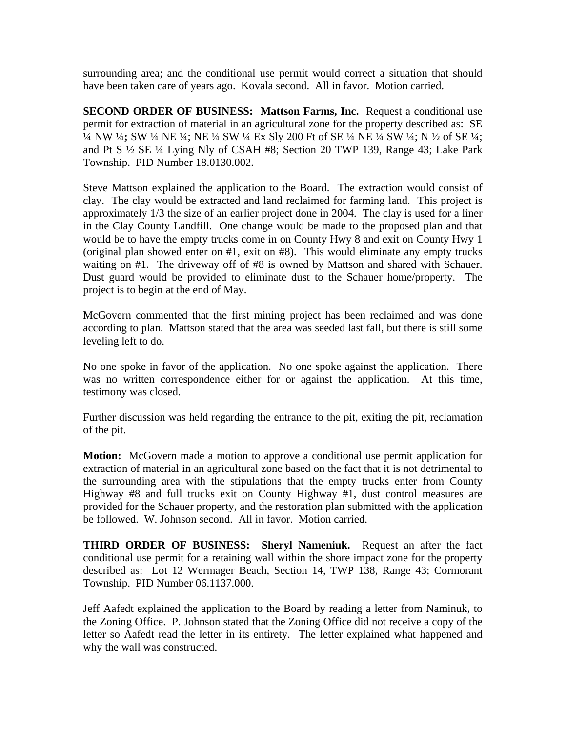surrounding area; and the conditional use permit would correct a situation that should have been taken care of years ago. Kovala second. All in favor. Motion carried.

**SECOND ORDER OF BUSINESS: Mattson Farms, Inc.** Request a conditional use permit for extraction of material in an agricultural zone for the property described as: SE ¼ NW ¼**;** SW ¼ NE ¼; NE ¼ SW ¼ Ex Sly 200 Ft of SE ¼ NE ¼ SW ¼; N ½ of SE ¼; and Pt S ½ SE ¼ Lying Nly of CSAH #8; Section 20 TWP 139, Range 43; Lake Park Township. PID Number 18.0130.002.

Steve Mattson explained the application to the Board. The extraction would consist of clay. The clay would be extracted and land reclaimed for farming land. This project is approximately 1/3 the size of an earlier project done in 2004. The clay is used for a liner in the Clay County Landfill. One change would be made to the proposed plan and that would be to have the empty trucks come in on County Hwy 8 and exit on County Hwy 1 (original plan showed enter on #1, exit on #8). This would eliminate any empty trucks waiting on #1. The driveway off of #8 is owned by Mattson and shared with Schauer. Dust guard would be provided to eliminate dust to the Schauer home/property. The project is to begin at the end of May.

McGovern commented that the first mining project has been reclaimed and was done according to plan. Mattson stated that the area was seeded last fall, but there is still some leveling left to do.

No one spoke in favor of the application. No one spoke against the application. There was no written correspondence either for or against the application. At this time, testimony was closed.

Further discussion was held regarding the entrance to the pit, exiting the pit, reclamation of the pit.

**Motion:** McGovern made a motion to approve a conditional use permit application for extraction of material in an agricultural zone based on the fact that it is not detrimental to the surrounding area with the stipulations that the empty trucks enter from County Highway #8 and full trucks exit on County Highway #1, dust control measures are provided for the Schauer property, and the restoration plan submitted with the application be followed. W. Johnson second. All in favor. Motion carried.

**THIRD ORDER OF BUSINESS: Sheryl Nameniuk.** Request an after the fact conditional use permit for a retaining wall within the shore impact zone for the property described as: Lot 12 Wermager Beach, Section 14, TWP 138, Range 43; Cormorant Township. PID Number 06.1137.000.

Jeff Aafedt explained the application to the Board by reading a letter from Naminuk, to the Zoning Office. P. Johnson stated that the Zoning Office did not receive a copy of the letter so Aafedt read the letter in its entirety. The letter explained what happened and why the wall was constructed.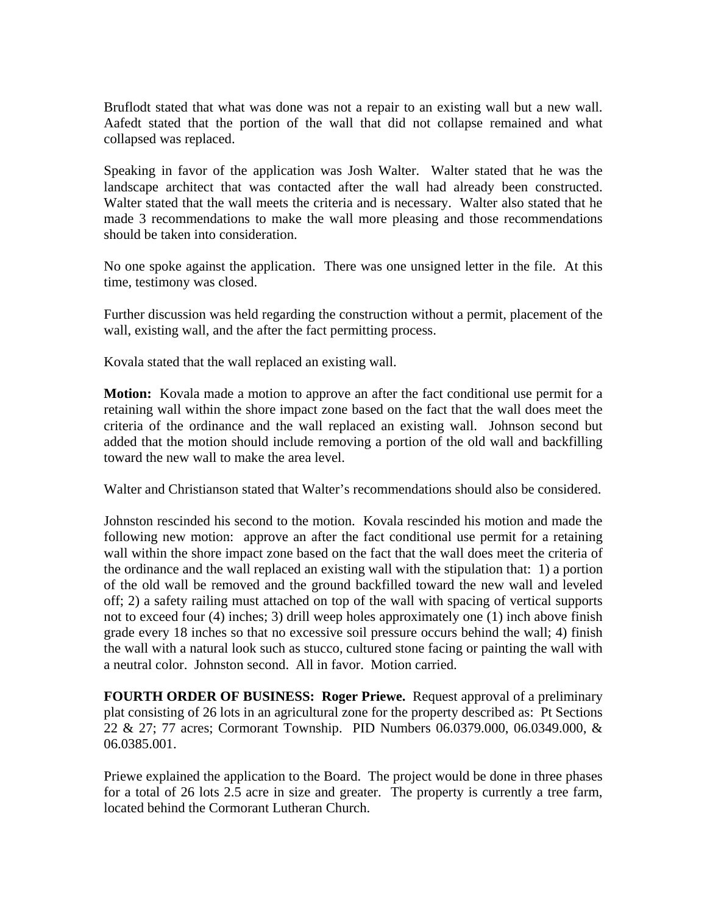Bruflodt stated that what was done was not a repair to an existing wall but a new wall. Aafedt stated that the portion of the wall that did not collapse remained and what collapsed was replaced.

Speaking in favor of the application was Josh Walter. Walter stated that he was the landscape architect that was contacted after the wall had already been constructed. Walter stated that the wall meets the criteria and is necessary. Walter also stated that he made 3 recommendations to make the wall more pleasing and those recommendations should be taken into consideration.

No one spoke against the application. There was one unsigned letter in the file. At this time, testimony was closed.

Further discussion was held regarding the construction without a permit, placement of the wall, existing wall, and the after the fact permitting process.

Kovala stated that the wall replaced an existing wall.

**Motion:** Kovala made a motion to approve an after the fact conditional use permit for a retaining wall within the shore impact zone based on the fact that the wall does meet the criteria of the ordinance and the wall replaced an existing wall. Johnson second but added that the motion should include removing a portion of the old wall and backfilling toward the new wall to make the area level.

Walter and Christianson stated that Walter's recommendations should also be considered.

Johnston rescinded his second to the motion. Kovala rescinded his motion and made the following new motion: approve an after the fact conditional use permit for a retaining wall within the shore impact zone based on the fact that the wall does meet the criteria of the ordinance and the wall replaced an existing wall with the stipulation that: 1) a portion of the old wall be removed and the ground backfilled toward the new wall and leveled off; 2) a safety railing must attached on top of the wall with spacing of vertical supports not to exceed four (4) inches; 3) drill weep holes approximately one (1) inch above finish grade every 18 inches so that no excessive soil pressure occurs behind the wall; 4) finish the wall with a natural look such as stucco, cultured stone facing or painting the wall with a neutral color. Johnston second. All in favor. Motion carried.

**FOURTH ORDER OF BUSINESS: Roger Priewe.** Request approval of a preliminary plat consisting of 26 lots in an agricultural zone for the property described as: Pt Sections 22 & 27; 77 acres; Cormorant Township. PID Numbers 06.0379.000, 06.0349.000, & 06.0385.001.

Priewe explained the application to the Board. The project would be done in three phases for a total of 26 lots 2.5 acre in size and greater. The property is currently a tree farm, located behind the Cormorant Lutheran Church.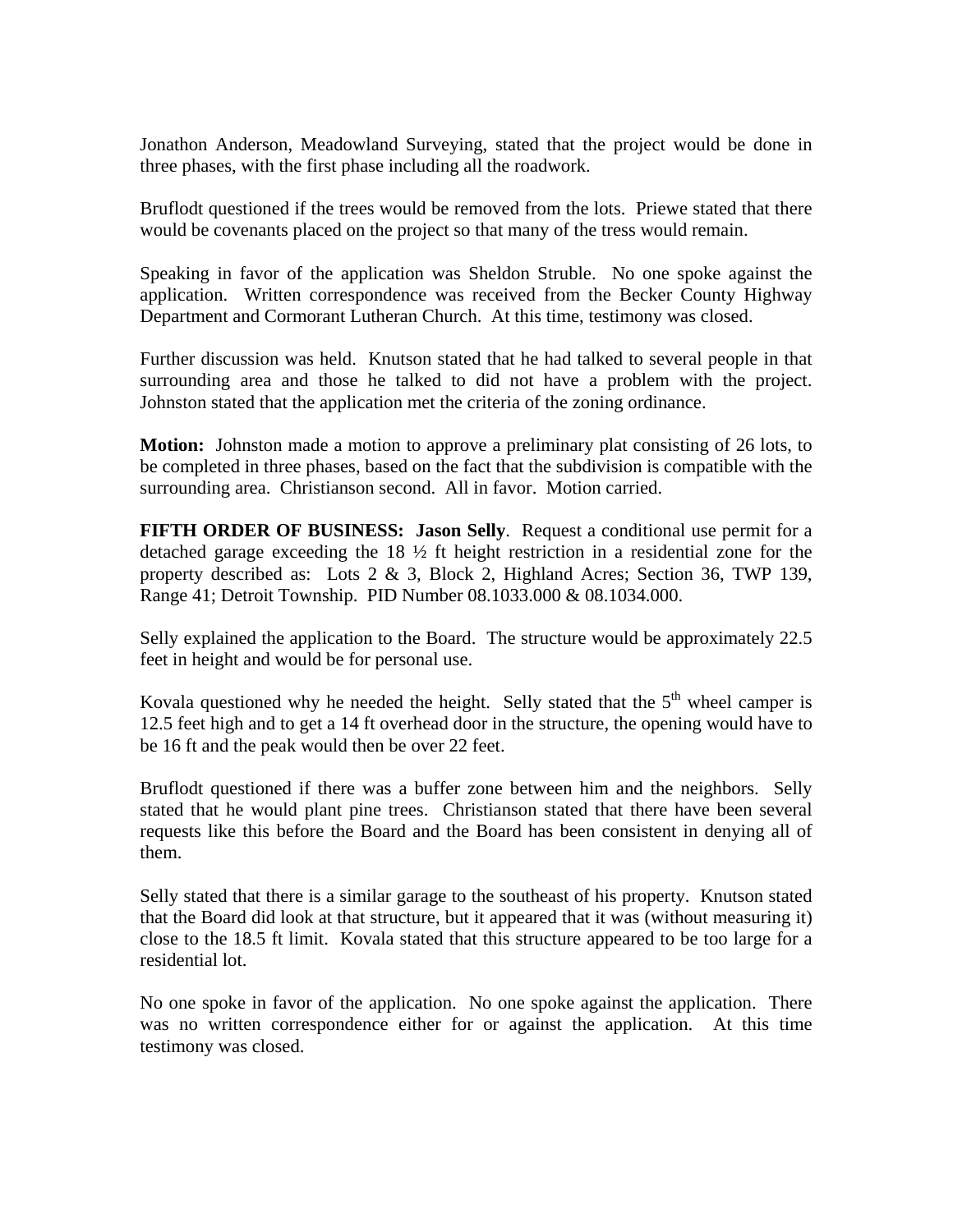Jonathon Anderson, Meadowland Surveying, stated that the project would be done in three phases, with the first phase including all the roadwork.

Bruflodt questioned if the trees would be removed from the lots. Priewe stated that there would be covenants placed on the project so that many of the tress would remain.

Speaking in favor of the application was Sheldon Struble. No one spoke against the application. Written correspondence was received from the Becker County Highway Department and Cormorant Lutheran Church. At this time, testimony was closed.

Further discussion was held. Knutson stated that he had talked to several people in that surrounding area and those he talked to did not have a problem with the project. Johnston stated that the application met the criteria of the zoning ordinance.

**Motion:** Johnston made a motion to approve a preliminary plat consisting of 26 lots, to be completed in three phases, based on the fact that the subdivision is compatible with the surrounding area. Christianson second. All in favor. Motion carried.

**FIFTH ORDER OF BUSINESS: Jason Selly**. Request a conditional use permit for a detached garage exceeding the 18 ½ ft height restriction in a residential zone for the property described as: Lots 2 & 3, Block 2, Highland Acres; Section 36, TWP 139, Range 41; Detroit Township. PID Number 08.1033.000 & 08.1034.000.

Selly explained the application to the Board. The structure would be approximately 22.5 feet in height and would be for personal use.

Kovala questioned why he needed the height. Selly stated that the 5th wheel camper is 12.5 feet high and to get a 14 ft overhead door in the structure, the opening would have to be 16 ft and the peak would then be over 22 feet.

Bruflodt questioned if there was a buffer zone between him and the neighbors. Selly stated that he would plant pine trees. Christianson stated that there have been several requests like this before the Board and the Board has been consistent in denying all of them.

Selly stated that there is a similar garage to the southeast of his property. Knutson stated that the Board did look at that structure, but it appeared that it was (without measuring it) close to the 18.5 ft limit. Kovala stated that this structure appeared to be too large for a residential lot.

No one spoke in favor of the application. No one spoke against the application. There was no written correspondence either for or against the application. At this time testimony was closed.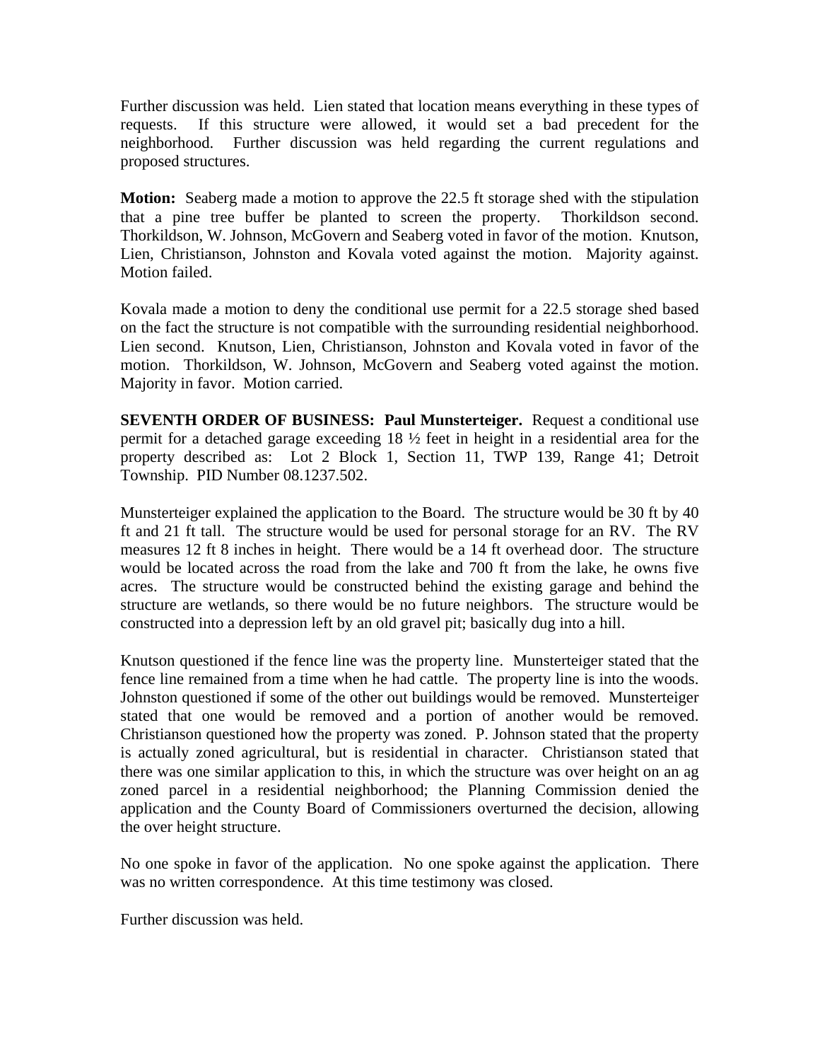Further discussion was held. Lien stated that location means everything in these types of requests. If this structure were allowed, it would set a bad precedent for the neighborhood. Further discussion was held regarding the current regulations and proposed structures.

**Motion:** Seaberg made a motion to approve the 22.5 ft storage shed with the stipulation that a pine tree buffer be planted to screen the property. Thorkildson second. Thorkildson, W. Johnson, McGovern and Seaberg voted in favor of the motion. Knutson, Lien, Christianson, Johnston and Kovala voted against the motion. Majority against. Motion failed.

Kovala made a motion to deny the conditional use permit for a 22.5 storage shed based on the fact the structure is not compatible with the surrounding residential neighborhood. Lien second. Knutson, Lien, Christianson, Johnston and Kovala voted in favor of the motion. Thorkildson, W. Johnson, McGovern and Seaberg voted against the motion. Majority in favor. Motion carried.

**SEVENTH ORDER OF BUSINESS: Paul Munsterteiger.** Request a conditional use permit for a detached garage exceeding 18 ½ feet in height in a residential area for the property described as: Lot 2 Block 1, Section 11, TWP 139, Range 41; Detroit Township. PID Number 08.1237.502.

Munsterteiger explained the application to the Board. The structure would be 30 ft by 40 ft and 21 ft tall. The structure would be used for personal storage for an RV. The RV measures 12 ft 8 inches in height. There would be a 14 ft overhead door. The structure would be located across the road from the lake and 700 ft from the lake, he owns five acres. The structure would be constructed behind the existing garage and behind the structure are wetlands, so there would be no future neighbors. The structure would be constructed into a depression left by an old gravel pit; basically dug into a hill.

Knutson questioned if the fence line was the property line. Munsterteiger stated that the fence line remained from a time when he had cattle. The property line is into the woods. Johnston questioned if some of the other out buildings would be removed. Munsterteiger stated that one would be removed and a portion of another would be removed. Christianson questioned how the property was zoned. P. Johnson stated that the property is actually zoned agricultural, but is residential in character. Christianson stated that there was one similar application to this, in which the structure was over height on an ag zoned parcel in a residential neighborhood; the Planning Commission denied the application and the County Board of Commissioners overturned the decision, allowing the over height structure.

No one spoke in favor of the application. No one spoke against the application. There was no written correspondence. At this time testimony was closed.

Further discussion was held.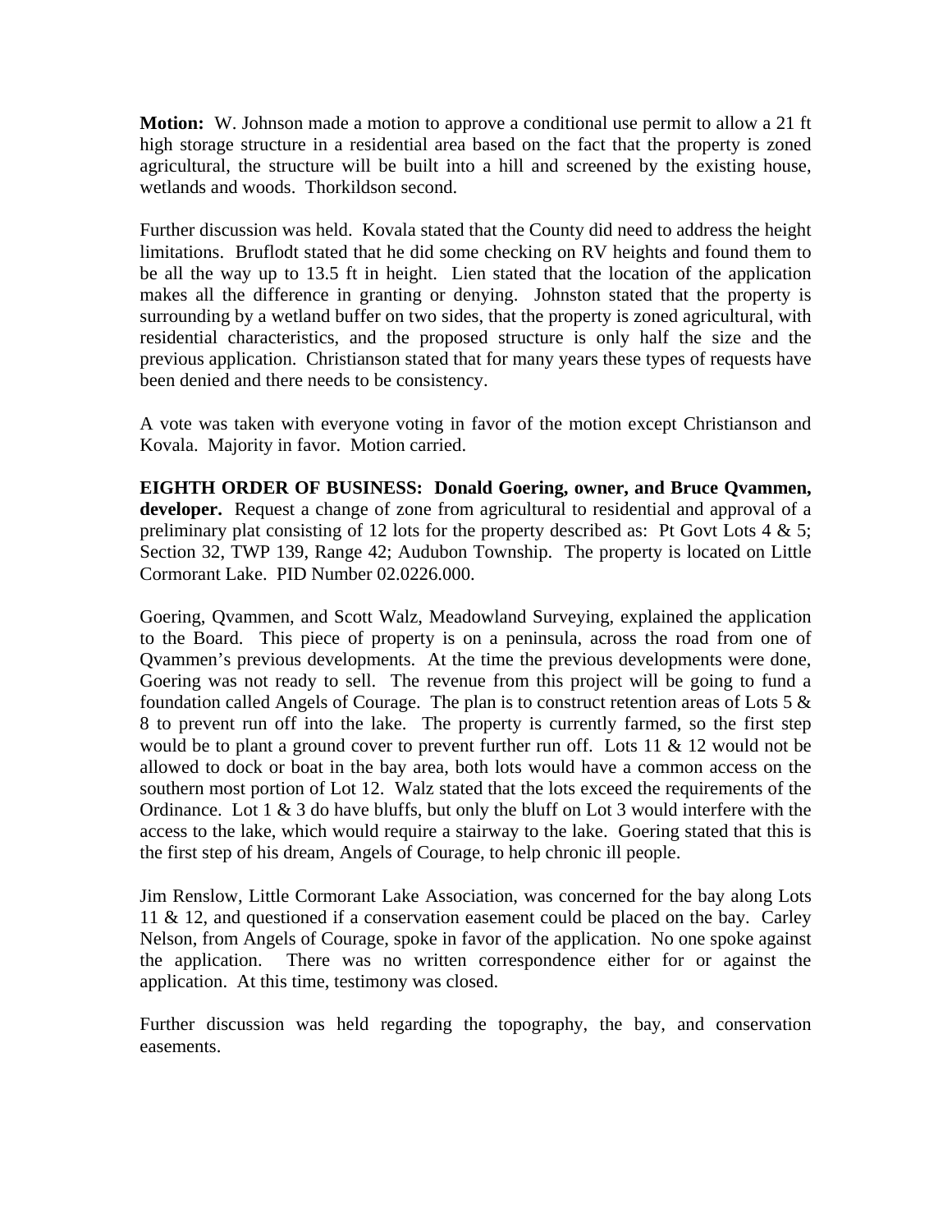**Motion:** W. Johnson made a motion to approve a conditional use permit to allow a 21 ft high storage structure in a residential area based on the fact that the property is zoned agricultural, the structure will be built into a hill and screened by the existing house, wetlands and woods. Thorkildson second.

Further discussion was held. Kovala stated that the County did need to address the height limitations. Bruflodt stated that he did some checking on RV heights and found them to be all the way up to 13.5 ft in height. Lien stated that the location of the application makes all the difference in granting or denying. Johnston stated that the property is surrounding by a wetland buffer on two sides, that the property is zoned agricultural, with residential characteristics, and the proposed structure is only half the size and the previous application. Christianson stated that for many years these types of requests have been denied and there needs to be consistency.

A vote was taken with everyone voting in favor of the motion except Christianson and Kovala. Majority in favor. Motion carried.

**EIGHTH ORDER OF BUSINESS: Donald Goering, owner, and Bruce Qvammen, developer.** Request a change of zone from agricultural to residential and approval of a preliminary plat consisting of 12 lots for the property described as: Pt Govt Lots 4 & 5; Section 32, TWP 139, Range 42; Audubon Township. The property is located on Little Cormorant Lake. PID Number 02.0226.000.

Goering, Qvammen, and Scott Walz, Meadowland Surveying, explained the application to the Board. This piece of property is on a peninsula, across the road from one of Qvammen's previous developments. At the time the previous developments were done, Goering was not ready to sell. The revenue from this project will be going to fund a foundation called Angels of Courage. The plan is to construct retention areas of Lots 5 & 8 to prevent run off into the lake. The property is currently farmed, so the first step would be to plant a ground cover to prevent further run off. Lots 11 & 12 would not be allowed to dock or boat in the bay area, both lots would have a common access on the southern most portion of Lot 12. Walz stated that the lots exceed the requirements of the Ordinance. Lot 1 & 3 do have bluffs, but only the bluff on Lot 3 would interfere with the access to the lake, which would require a stairway to the lake. Goering stated that this is the first step of his dream, Angels of Courage, to help chronic ill people.

Jim Renslow, Little Cormorant Lake Association, was concerned for the bay along Lots 11 & 12, and questioned if a conservation easement could be placed on the bay. Carley Nelson, from Angels of Courage, spoke in favor of the application. No one spoke against the application. There was no written correspondence either for or against the application. At this time, testimony was closed.

Further discussion was held regarding the topography, the bay, and conservation easements.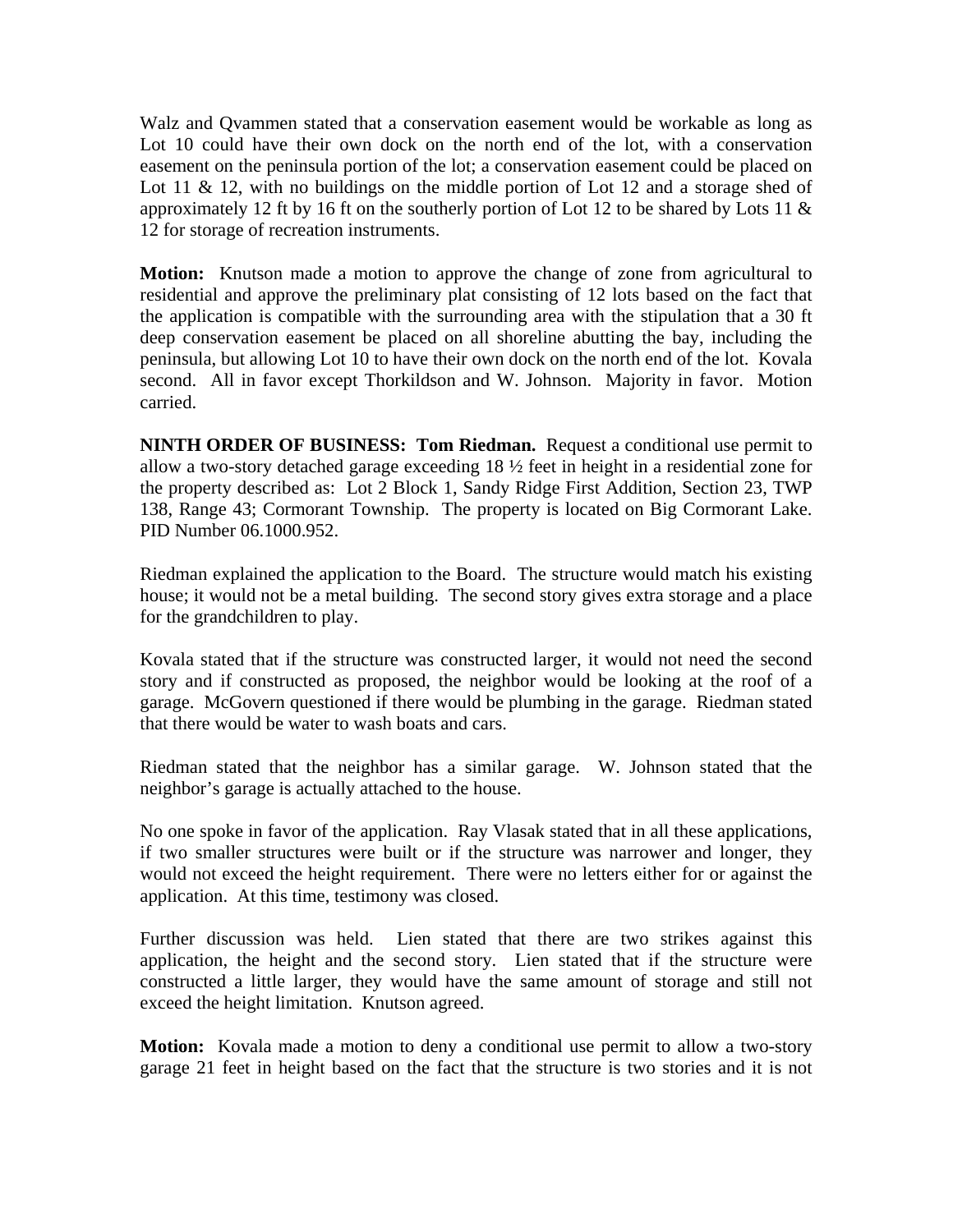Walz and Qvammen stated that a conservation easement would be workable as long as Lot 10 could have their own dock on the north end of the lot, with a conservation easement on the peninsula portion of the lot; a conservation easement could be placed on Lot 11 & 12, with no buildings on the middle portion of Lot 12 and a storage shed of approximately 12 ft by 16 ft on the southerly portion of Lot 12 to be shared by Lots 11 & 12 for storage of recreation instruments.

**Motion:** Knutson made a motion to approve the change of zone from agricultural to residential and approve the preliminary plat consisting of 12 lots based on the fact that the application is compatible with the surrounding area with the stipulation that a 30 ft deep conservation easement be placed on all shoreline abutting the bay, including the peninsula, but allowing Lot 10 to have their own dock on the north end of the lot. Kovala second. All in favor except Thorkildson and W. Johnson. Majority in favor. Motion carried.

**NINTH ORDER OF BUSINESS: Tom Riedman.** Request a conditional use permit to allow a two-story detached garage exceeding 18 ½ feet in height in a residential zone for the property described as: Lot 2 Block 1, Sandy Ridge First Addition, Section 23, TWP 138, Range 43; Cormorant Township. The property is located on Big Cormorant Lake. PID Number 06.1000.952.

Riedman explained the application to the Board. The structure would match his existing house; it would not be a metal building. The second story gives extra storage and a place for the grandchildren to play.

Kovala stated that if the structure was constructed larger, it would not need the second story and if constructed as proposed, the neighbor would be looking at the roof of a garage. McGovern questioned if there would be plumbing in the garage. Riedman stated that there would be water to wash boats and cars.

Riedman stated that the neighbor has a similar garage. W. Johnson stated that the neighbor's garage is actually attached to the house.

No one spoke in favor of the application. Ray Vlasak stated that in all these applications, if two smaller structures were built or if the structure was narrower and longer, they would not exceed the height requirement. There were no letters either for or against the application. At this time, testimony was closed.

Further discussion was held. Lien stated that there are two strikes against this application, the height and the second story. Lien stated that if the structure were constructed a little larger, they would have the same amount of storage and still not exceed the height limitation. Knutson agreed.

**Motion:** Kovala made a motion to deny a conditional use permit to allow a two-story garage 21 feet in height based on the fact that the structure is two stories and it is not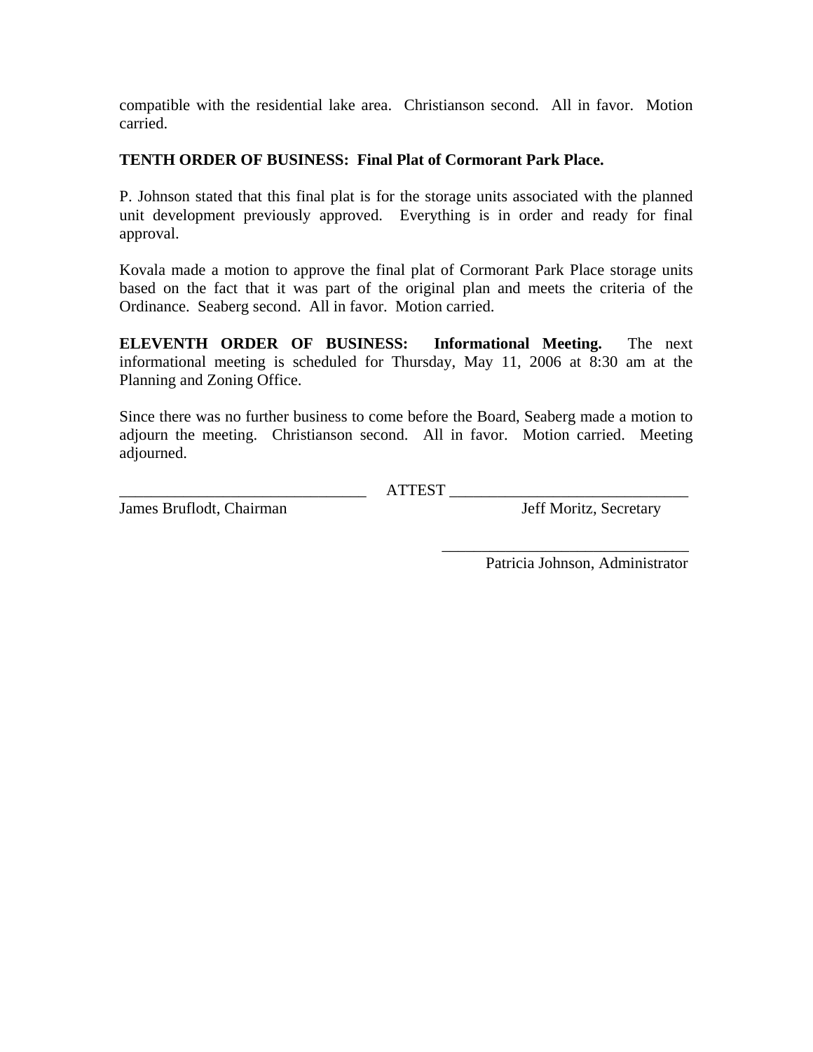compatible with the residential lake area. Christianson second. All in favor. Motion carried.

**TENTH ORDER OF BUSINESS: Final Plat of Cormorant Park Place.**

P. Johnson stated that this final plat is for the storage units associated with the planned unit development previously approved. Everything is in order and ready for final approval.

Kovala made a motion to approve the final plat of Cormorant Park Place storage units based on the fact that it was part of the original plan and meets the criteria of the Ordinance. Seaberg second. All in favor. Motion carried.

**ELEVENTH ORDER OF BUSINESS: Informational Meeting.** The next informational meeting is scheduled for Thursday, May 11, 2006 at 8:30 am at the Planning and Zoning Office.

Since there was no further business to come before the Board, Seaberg made a motion to adjourn the meeting. Christianson second. All in favor. Motion carried. Meeting adjourned.

_______________________________ ATTEST ______________________________

James Bruflodt, Chairman                                        Jeff Moritz, Secretary

_______________________________

Patricia Johnson, Administrator